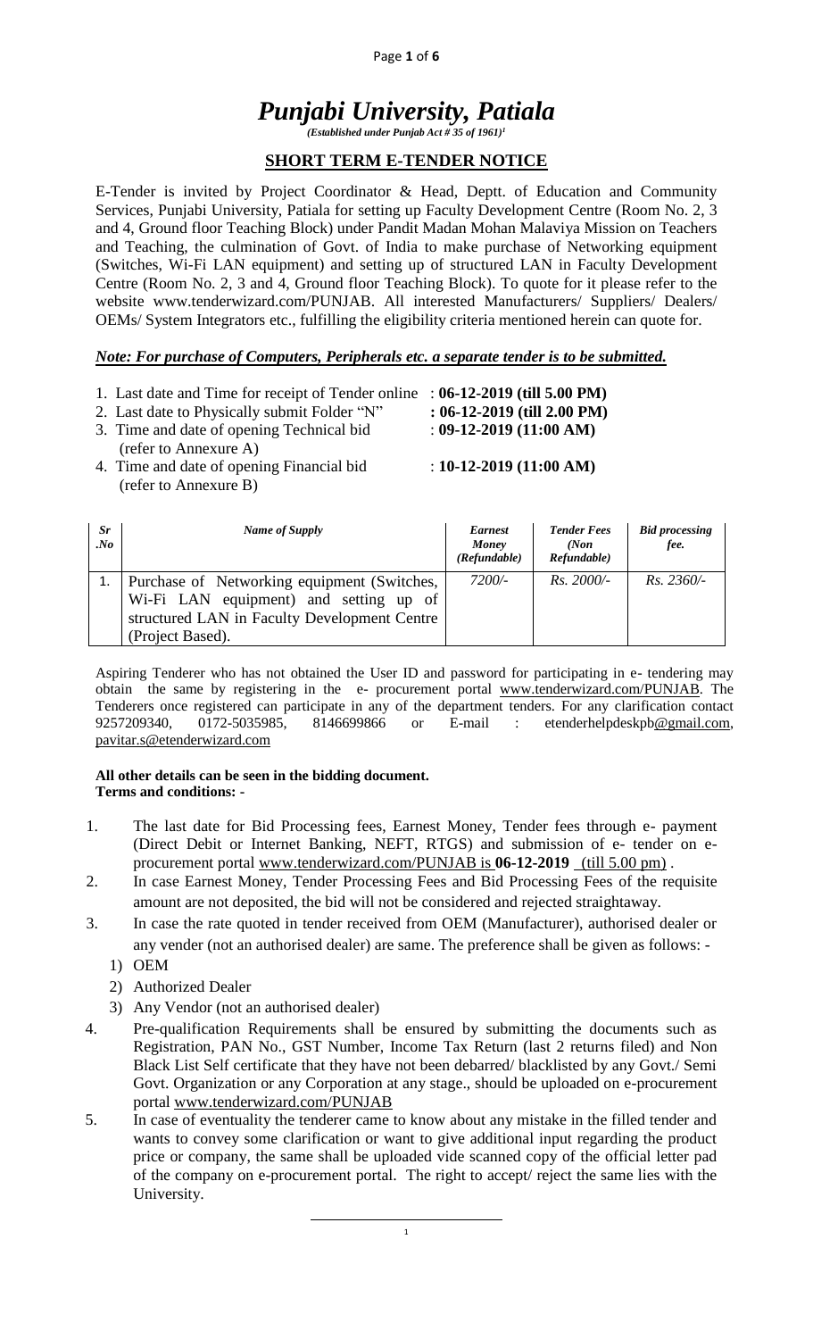# *Punjabi University, Patiala*

*(Established under Punjab Act # 35 of 1961)*[1]

## SHORT TERM E-TENDER NOTICE

E-Tender is invited by Project Coordinator & Head, Deptt. of Education and Community Services, Punjabi University, Patiala for setting up Faculty Development Centre (Room No. 2, 3 and 4, Ground floor Teaching Block) under Pandit Madan Mohan Malaviya Mission on Teachers and Teaching, the culmination of Govt. of India to make purchase of Networking equipment (Switches, Wi-Fi LAN equipment) and setting up of structured LAN in Faculty Development Centre (Room No. 2, 3 and 4, Ground floor Teaching Block). To quote for it please refer to the website www.tenderwizard.com/PUNJAB. All interested Manufacturers/ Suppliers/ Dealers/ OEMs/ System Integrators etc., fulfilling the eligibility criteria mentioned herein can quote for.

***Note: For purchase of Computers, Peripherals etc. a separate tender is to be submitted.***

1. Last date and Time for receipt of Tender online : **06-12-2019 (till 5.00 PM)**
2. Last date to Physically submit Folder "N" **: 06-12-2019 (till 2.00 PM)**
3. Time and date of opening Technical bid (refer to Annexure A) : **09-12-2019 (11:00 AM)**
4. Time and date of opening Financial bid (refer to Annexure B) : **10-12-2019 (11:00 AM)**

| *Sr .No* | *Name of Supply* | *Earnest Money (Refundable)* | *Tender Fees (Non Refundable)* | *Bid processing fee.* |
|---|---|---|---|---|
| 1. | Purchase of Networking equipment (Switches, Wi-Fi LAN equipment) and setting up of structured LAN in Faculty Development Centre (Project Based). | *7200/-* | *Rs. 2000/-* | *Rs. 2360/-* |

Aspiring Tenderer who has not obtained the User ID and password for participating in e- tendering may obtain the same by registering in the e- procurement portal www.tenderwizard.com/PUNJAB. The Tenderers once registered can participate in any of the department tenders. For any clarification contact 9257209340, 0172-5035985, 8146699866 or E-mail : etenderhelpdeskpb@gmail.com, pavitar.s@etenderwizard.com

**All other details can be seen in the bidding document.**
**Terms and conditions: -**

1. The last date for Bid Processing fees, Earnest Money, Tender fees through e- payment (Direct Debit or Internet Banking, NEFT, RTGS) and submission of e- tender on e-procurement portal www.tenderwizard.com/PUNJAB is **06-12-2019** (till 5.00 pm) .
2. In case Earnest Money, Tender Processing Fees and Bid Processing Fees of the requisite amount are not deposited, the bid will not be considered and rejected straightaway.
3. In case the rate quoted in tender received from OEM (Manufacturer), authorised dealer or any vender (not an authorised dealer) are same. The preference shall be given as follows: -
   1) OEM
   2) Authorized Dealer
   3) Any Vendor (not an authorised dealer)
4. Pre-qualification Requirements shall be ensured by submitting the documents such as Registration, PAN No., GST Number, Income Tax Return (last 2 returns filed) and Non Black List Self certificate that they have not been debarred/ blacklisted by any Govt./ Semi Govt. Organization or any Corporation at any stage., should be uploaded on e-procurement portal www.tenderwizard.com/PUNJAB
5. In case of eventuality the tenderer came to know about any mistake in the filled tender and wants to convey some clarification or want to give additional input regarding the product price or company, the same shall be uploaded vide scanned copy of the official letter pad of the company on e-procurement portal. The right to accept/ reject the same lies with the University.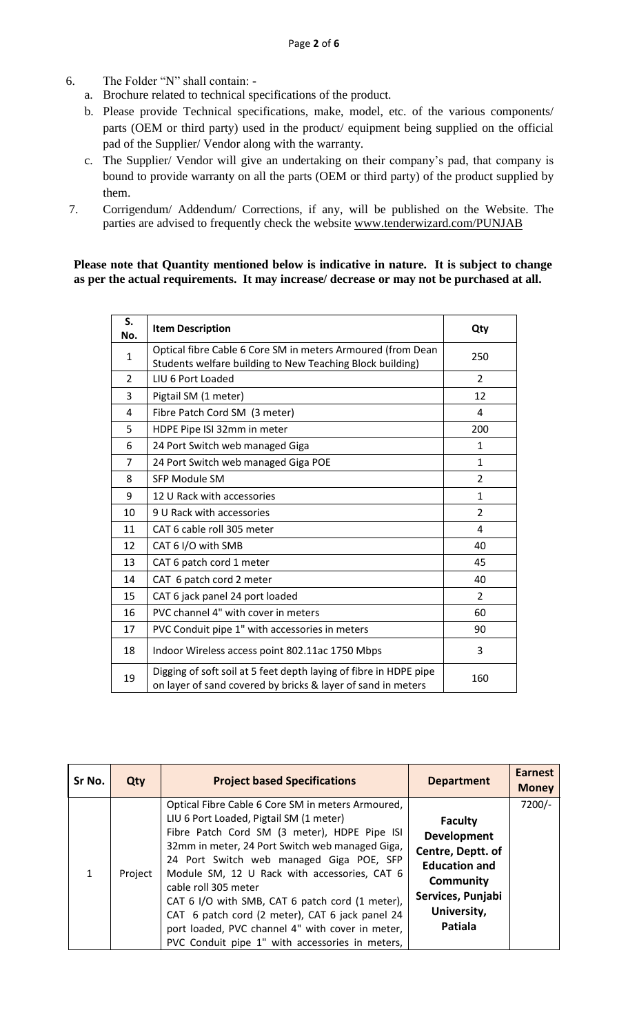6. The Folder "N" shall contain: -
   a. Brochure related to technical specifications of the product.
   b. Please provide Technical specifications, make, model, etc. of the various components/ parts (OEM or third party) used in the product/ equipment being supplied on the official pad of the Supplier/ Vendor along with the warranty.
   c. The Supplier/ Vendor will give an undertaking on their company's pad, that company is bound to provide warranty on all the parts (OEM or third party) of the product supplied by them.
7. Corrigendum/ Addendum/ Corrections, if any, will be published on the Website. The parties are advised to frequently check the website www.tenderwizard.com/PUNJAB

**Please note that Quantity mentioned below is indicative in nature. It is subject to change as per the actual requirements. It may increase/ decrease or may not be purchased at all.**

| S. No. | Item Description | Qty |
|---|---|---|
| 1 | Optical fibre Cable 6 Core SM in meters Armoured (from Dean Students welfare building to New Teaching Block building) | 250 |
| 2 | LIU 6 Port Loaded | 2 |
| 3 | Pigtail SM (1 meter) | 12 |
| 4 | Fibre Patch Cord SM (3 meter) | 4 |
| 5 | HDPE Pipe ISI 32mm in meter | 200 |
| 6 | 24 Port Switch web managed Giga | 1 |
| 7 | 24 Port Switch web managed Giga POE | 1 |
| 8 | SFP Module SM | 2 |
| 9 | 12 U Rack with accessories | 1 |
| 10 | 9 U Rack with accessories | 2 |
| 11 | CAT 6 cable roll 305 meter | 4 |
| 12 | CAT 6 I/O with SMB | 40 |
| 13 | CAT 6 patch cord 1 meter | 45 |
| 14 | CAT 6 patch cord 2 meter | 40 |
| 15 | CAT 6 jack panel 24 port loaded | 2 |
| 16 | PVC channel 4" with cover in meters | 60 |
| 17 | PVC Conduit pipe 1" with accessories in meters | 90 |
| 18 | Indoor Wireless access point 802.11ac 1750 Mbps | 3 |
| 19 | Digging of soft soil at 5 feet depth laying of fibre in HDPE pipe on layer of sand covered by bricks & layer of sand in meters | 160 |

| Sr No. | Qty | Project based Specifications | Department | Earnest Money |
|---|---|---|---|---|
| 1 | Project | Optical Fibre Cable 6 Core SM in meters Armoured, LIU 6 Port Loaded, Pigtail SM (1 meter) Fibre Patch Cord SM (3 meter), HDPE Pipe ISI 32mm in meter, 24 Port Switch web managed Giga, 24 Port Switch web managed Giga POE, SFP Module SM, 12 U Rack with accessories, CAT 6 cable roll 305 meter CAT 6 I/O with SMB, CAT 6 patch cord (1 meter), CAT 6 patch cord (2 meter), CAT 6 jack panel 24 port loaded, PVC channel 4" with cover in meter, PVC Conduit pipe 1" with accessories in meters, | **Faculty Development Centre, Deptt. of Education and Community Services, Punjabi University, Patiala** | 7200/- |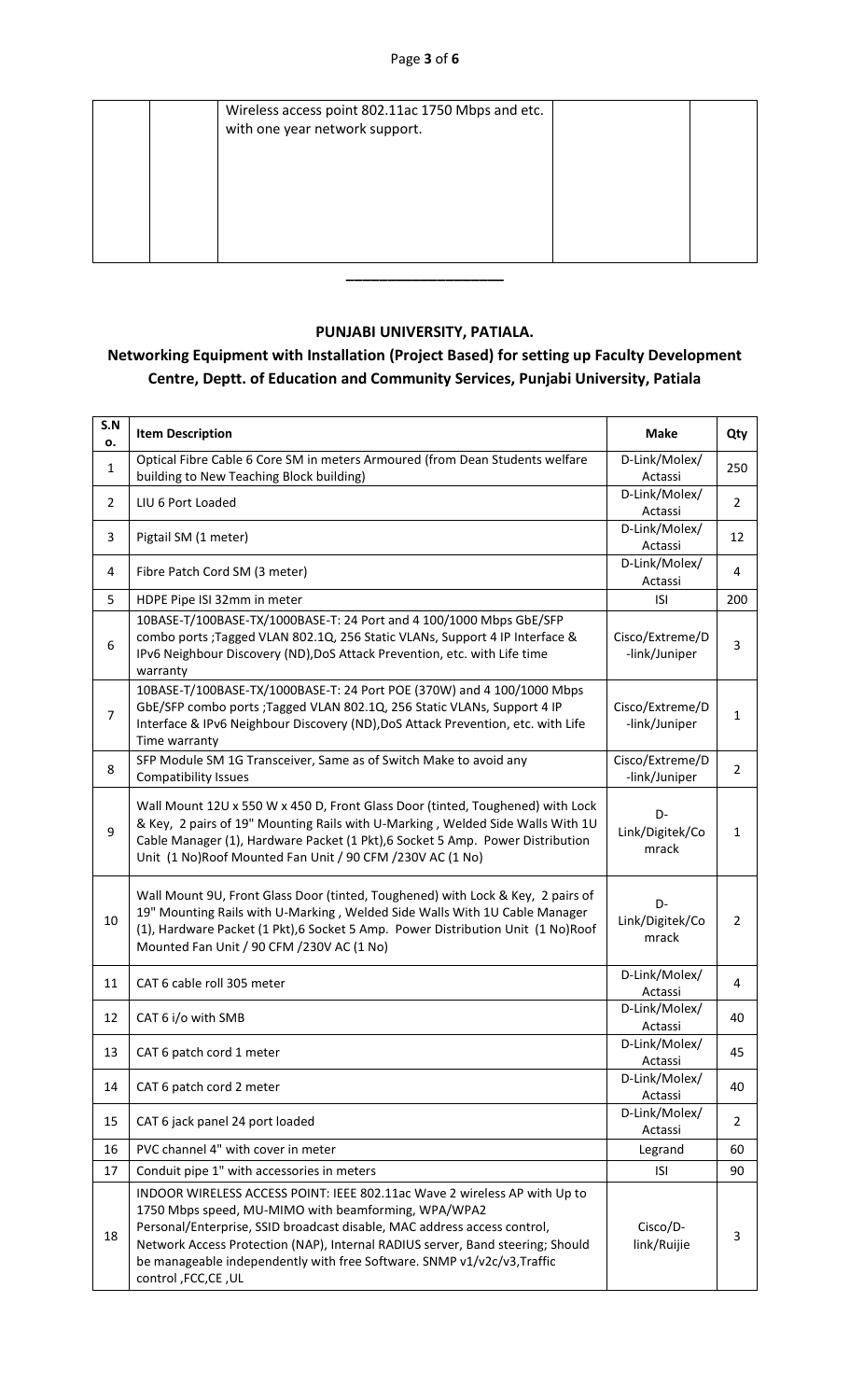| | | Wireless access point 802.11ac 1750 Mbps and etc. with one year network support. | | |
|---|---|---|---|---|

___________________

**PUNJABI UNIVERSITY, PATIALA.**

## Networking Equipment with Installation (Project Based) for setting up Faculty Development Centre, Deptt. of Education and Community Services, Punjabi University, Patiala

| S.No. | Item Description | Make | Qty |
|---|---|---|---|
| 1 | Optical Fibre Cable 6 Core SM in meters Armoured (from Dean Students welfare building to New Teaching Block building) | D-Link/Molex/ Actassi | 250 |
| 2 | LIU 6 Port Loaded | D-Link/Molex/ Actassi | 2 |
| 3 | Pigtail SM (1 meter) | D-Link/Molex/ Actassi | 12 |
| 4 | Fibre Patch Cord SM (3 meter) | D-Link/Molex/ Actassi | 4 |
| 5 | HDPE Pipe ISI 32mm in meter | ISI | 200 |
| 6 | 10BASE-T/100BASE-TX/1000BASE-T: 24 Port and 4 100/1000 Mbps GbE/SFP combo ports ;Tagged VLAN 802.1Q, 256 Static VLANs, Support 4 IP Interface & IPv6 Neighbour Discovery (ND),DoS Attack Prevention, etc. with Life time warranty | Cisco/Extreme/D-link/Juniper | 3 |
| 7 | 10BASE-T/100BASE-TX/1000BASE-T: 24 Port POE (370W) and 4 100/1000 Mbps GbE/SFP combo ports ;Tagged VLAN 802.1Q, 256 Static VLANs, Support 4 IP Interface & IPv6 Neighbour Discovery (ND),DoS Attack Prevention, etc. with Life Time warranty | Cisco/Extreme/D-link/Juniper | 1 |
| 8 | SFP Module SM 1G Transceiver, Same as of Switch Make to avoid any Compatibility Issues | Cisco/Extreme/D-link/Juniper | 2 |
| 9 | Wall Mount 12U x 550 W x 450 D, Front Glass Door (tinted, Toughened) with Lock & Key, 2 pairs of 19" Mounting Rails with U-Marking , Welded Side Walls With 1U Cable Manager (1), Hardware Packet (1 Pkt),6 Socket 5 Amp. Power Distribution Unit (1 No)Roof Mounted Fan Unit / 90 CFM /230V AC (1 No) | D-Link/Digitek/Comrack | 1 |
| 10 | Wall Mount 9U, Front Glass Door (tinted, Toughened) with Lock & Key, 2 pairs of 19" Mounting Rails with U-Marking , Welded Side Walls With 1U Cable Manager (1), Hardware Packet (1 Pkt),6 Socket 5 Amp. Power Distribution Unit (1 No)Roof Mounted Fan Unit / 90 CFM /230V AC (1 No) | D-Link/Digitek/Comrack | 2 |
| 11 | CAT 6 cable roll 305 meter | D-Link/Molex/ Actassi | 4 |
| 12 | CAT 6 i/o with SMB | D-Link/Molex/ Actassi | 40 |
| 13 | CAT 6 patch cord 1 meter | D-Link/Molex/ Actassi | 45 |
| 14 | CAT 6 patch cord 2 meter | D-Link/Molex/ Actassi | 40 |
| 15 | CAT 6 jack panel 24 port loaded | D-Link/Molex/ Actassi | 2 |
| 16 | PVC channel 4" with cover in meter | Legrand | 60 |
| 17 | Conduit pipe 1" with accessories in meters | ISI | 90 |
| 18 | INDOOR WIRELESS ACCESS POINT: IEEE 802.11ac Wave 2 wireless AP with Up to 1750 Mbps speed, MU-MIMO with beamforming, WPA/WPA2 Personal/Enterprise, SSID broadcast disable, MAC address access control, Network Access Protection (NAP), Internal RADIUS server, Band steering; Should be manageable independently with free Software. SNMP v1/v2c/v3,Traffic control ,FCC,CE ,UL | Cisco/D-link/Ruijie | 3 |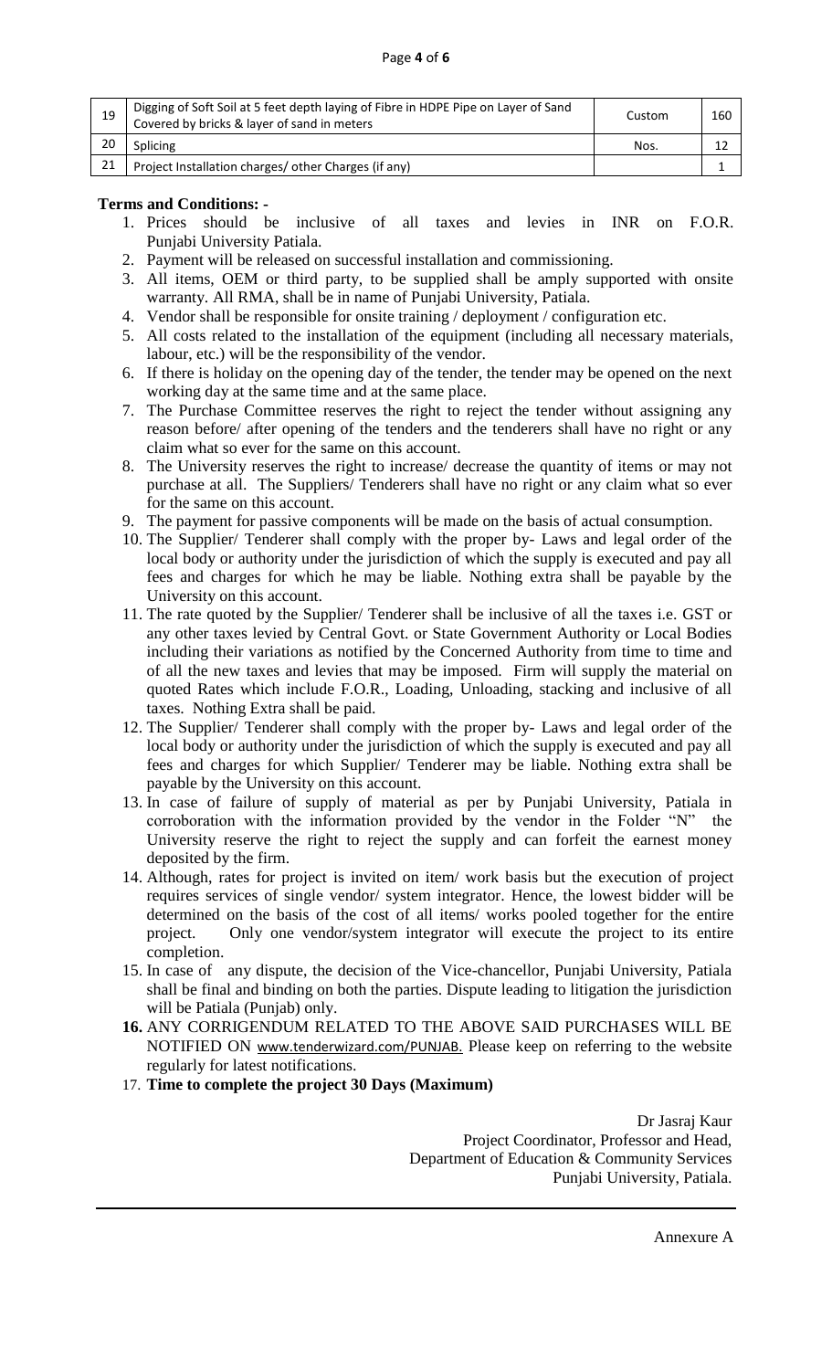| 19 | Digging of Soft Soil at 5 feet depth laying of Fibre in HDPE Pipe on Layer of Sand Covered by bricks & layer of sand in meters | Custom | 160 |
|---|---|---|---|
| 20 | Splicing | Nos. | 12 |
| 21 | Project Installation charges/ other Charges (if any) | | 1 |

**Terms and Conditions: -**

1. Prices should be inclusive of all taxes and levies in INR on F.O.R. Punjabi University Patiala.
2. Payment will be released on successful installation and commissioning.
3. All items, OEM or third party, to be supplied shall be amply supported with onsite warranty. All RMA, shall be in name of Punjabi University, Patiala.
4. Vendor shall be responsible for onsite training / deployment / configuration etc.
5. All costs related to the installation of the equipment (including all necessary materials, labour, etc.) will be the responsibility of the vendor.
6. If there is holiday on the opening day of the tender, the tender may be opened on the next working day at the same time and at the same place.
7. The Purchase Committee reserves the right to reject the tender without assigning any reason before/ after opening of the tenders and the tenderers shall have no right or any claim what so ever for the same on this account.
8. The University reserves the right to increase/ decrease the quantity of items or may not purchase at all. The Suppliers/ Tenderers shall have no right or any claim what so ever for the same on this account.
9. The payment for passive components will be made on the basis of actual consumption.
10. The Supplier/ Tenderer shall comply with the proper by- Laws and legal order of the local body or authority under the jurisdiction of which the supply is executed and pay all fees and charges for which he may be liable. Nothing extra shall be payable by the University on this account.
11. The rate quoted by the Supplier/ Tenderer shall be inclusive of all the taxes i.e. GST or any other taxes levied by Central Govt. or State Government Authority or Local Bodies including their variations as notified by the Concerned Authority from time to time and of all the new taxes and levies that may be imposed. Firm will supply the material on quoted Rates which include F.O.R., Loading, Unloading, stacking and inclusive of all taxes. Nothing Extra shall be paid.
12. The Supplier/ Tenderer shall comply with the proper by- Laws and legal order of the local body or authority under the jurisdiction of which the supply is executed and pay all fees and charges for which Supplier/ Tenderer may be liable. Nothing extra shall be payable by the University on this account.
13. In case of failure of supply of material as per by Punjabi University, Patiala in corroboration with the information provided by the vendor in the Folder "N" the University reserve the right to reject the supply and can forfeit the earnest money deposited by the firm.
14. Although, rates for project is invited on item/ work basis but the execution of project requires services of single vendor/ system integrator. Hence, the lowest bidder will be determined on the basis of the cost of all items/ works pooled together for the entire project. Only one vendor/system integrator will execute the project to its entire completion.
15. In case of any dispute, the decision of the Vice-chancellor, Punjabi University, Patiala shall be final and binding on both the parties. Dispute leading to litigation the jurisdiction will be Patiala (Punjab) only.
16. **16.** ANY CORRIGENDUM RELATED TO THE ABOVE SAID PURCHASES WILL BE NOTIFIED ON www.tenderwizard.com/PUNJAB. Please keep on referring to the website regularly for latest notifications.
17. **Time to complete the project 30 Days (Maximum)**

Dr Jasraj Kaur
Project Coordinator, Professor and Head,
Department of Education & Community Services
Punjabi University, Patiala.

---

Annexure A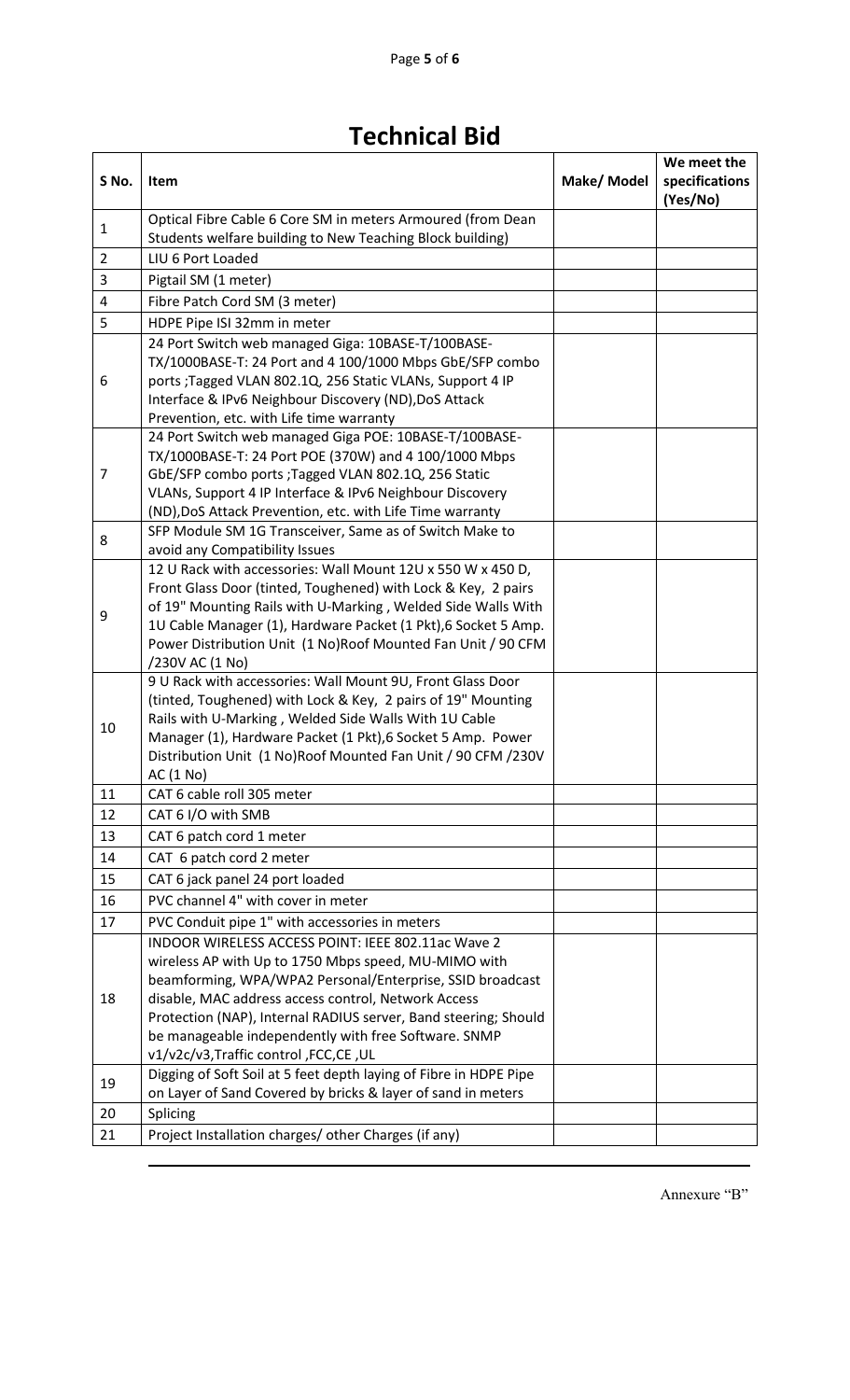# Technical Bid

| S No. | Item | Make/ Model | We meet the specifications (Yes/No) |
|---|---|---|---|
| 1 | Optical Fibre Cable 6 Core SM in meters Armoured (from Dean Students welfare building to New Teaching Block building) | | |
| 2 | LIU 6 Port Loaded | | |
| 3 | Pigtail SM (1 meter) | | |
| 4 | Fibre Patch Cord SM (3 meter) | | |
| 5 | HDPE Pipe ISI 32mm in meter | | |
| 6 | 24 Port Switch web managed Giga: 10BASE-T/100BASE-TX/1000BASE-T: 24 Port and 4 100/1000 Mbps GbE/SFP combo ports ;Tagged VLAN 802.1Q, 256 Static VLANs, Support 4 IP Interface & IPv6 Neighbour Discovery (ND),DoS Attack Prevention, etc. with Life time warranty | | |
| 7 | 24 Port Switch web managed Giga POE: 10BASE-T/100BASE-TX/1000BASE-T: 24 Port POE (370W) and 4 100/1000 Mbps GbE/SFP combo ports ;Tagged VLAN 802.1Q, 256 Static VLANs, Support 4 IP Interface & IPv6 Neighbour Discovery (ND),DoS Attack Prevention, etc. with Life Time warranty | | |
| 8 | SFP Module SM 1G Transceiver, Same as of Switch Make to avoid any Compatibility Issues | | |
| 9 | 12 U Rack with accessories: Wall Mount 12U x 550 W x 450 D, Front Glass Door (tinted, Toughened) with Lock & Key, 2 pairs of 19" Mounting Rails with U-Marking , Welded Side Walls With 1U Cable Manager (1), Hardware Packet (1 Pkt),6 Socket 5 Amp. Power Distribution Unit (1 No)Roof Mounted Fan Unit / 90 CFM /230V AC (1 No) | | |
| 10 | 9 U Rack with accessories: Wall Mount 9U, Front Glass Door (tinted, Toughened) with Lock & Key, 2 pairs of 19" Mounting Rails with U-Marking , Welded Side Walls With 1U Cable Manager (1), Hardware Packet (1 Pkt),6 Socket 5 Amp. Power Distribution Unit (1 No)Roof Mounted Fan Unit / 90 CFM /230V AC (1 No) | | |
| 11 | CAT 6 cable roll 305 meter | | |
| 12 | CAT 6 I/O with SMB | | |
| 13 | CAT 6 patch cord 1 meter | | |
| 14 | CAT 6 patch cord 2 meter | | |
| 15 | CAT 6 jack panel 24 port loaded | | |
| 16 | PVC channel 4" with cover in meter | | |
| 17 | PVC Conduit pipe 1" with accessories in meters | | |
| 18 | INDOOR WIRELESS ACCESS POINT: IEEE 802.11ac Wave 2 wireless AP with Up to 1750 Mbps speed, MU-MIMO with beamforming, WPA/WPA2 Personal/Enterprise, SSID broadcast disable, MAC address access control, Network Access Protection (NAP), Internal RADIUS server, Band steering; Should be manageable independently with free Software. SNMP v1/v2c/v3,Traffic control ,FCC,CE ,UL | | |
| 19 | Digging of Soft Soil at 5 feet depth laying of Fibre in HDPE Pipe on Layer of Sand Covered by bricks & layer of sand in meters | | |
| 20 | Splicing | | |
| 21 | Project Installation charges/ other Charges (if any) | | |

Annexure "B"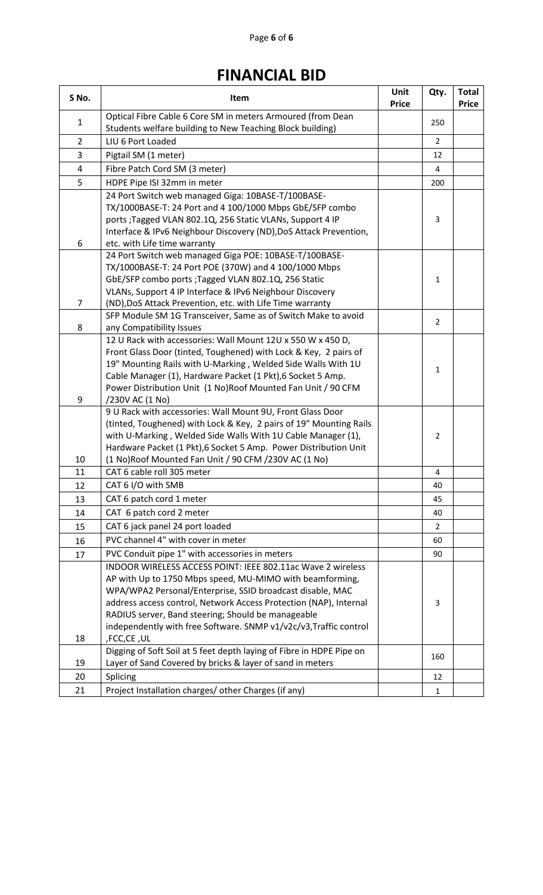# FINANCIAL BID

| S No. | Item | Unit Price | Qty. | Total Price |
|---|---|---|---|---|
| 1 | Optical Fibre Cable 6 Core SM in meters Armoured (from Dean Students welfare building to New Teaching Block building) | | 250 | |
| 2 | LIU 6 Port Loaded | | 2 | |
| 3 | Pigtail SM (1 meter) | | 12 | |
| 4 | Fibre Patch Cord SM (3 meter) | | 4 | |
| 5 | HDPE Pipe ISI 32mm in meter | | 200 | |
| 6 | 24 Port Switch web managed Giga: 10BASE-T/100BASE-TX/1000BASE-T: 24 Port and 4 100/1000 Mbps GbE/SFP combo ports ;Tagged VLAN 802.1Q, 256 Static VLANs, Support 4 IP Interface & IPv6 Neighbour Discovery (ND),DoS Attack Prevention, etc. with Life time warranty | | 3 | |
| 7 | 24 Port Switch web managed Giga POE: 10BASE-T/100BASE-TX/1000BASE-T: 24 Port POE (370W) and 4 100/1000 Mbps GbE/SFP combo ports ;Tagged VLAN 802.1Q, 256 Static VLANs, Support 4 IP Interface & IPv6 Neighbour Discovery (ND),DoS Attack Prevention, etc. with Life Time warranty | | 1 | |
| 8 | SFP Module SM 1G Transceiver, Same as of Switch Make to avoid any Compatibility Issues | | 2 | |
| 9 | 12 U Rack with accessories: Wall Mount 12U x 550 W x 450 D, Front Glass Door (tinted, Toughened) with Lock & Key, 2 pairs of 19" Mounting Rails with U-Marking , Welded Side Walls With 1U Cable Manager (1), Hardware Packet (1 Pkt),6 Socket 5 Amp. Power Distribution Unit (1 No)Roof Mounted Fan Unit / 90 CFM /230V AC (1 No) | | 1 | |
| 10 | 9 U Rack with accessories: Wall Mount 9U, Front Glass Door (tinted, Toughened) with Lock & Key, 2 pairs of 19" Mounting Rails with U-Marking , Welded Side Walls With 1U Cable Manager (1), Hardware Packet (1 Pkt),6 Socket 5 Amp. Power Distribution Unit (1 No)Roof Mounted Fan Unit / 90 CFM /230V AC (1 No) | | 2 | |
| 11 | CAT 6 cable roll 305 meter | | 4 | |
| 12 | CAT 6 I/O with SMB | | 40 | |
| 13 | CAT 6 patch cord 1 meter | | 45 | |
| 14 | CAT 6 patch cord 2 meter | | 40 | |
| 15 | CAT 6 jack panel 24 port loaded | | 2 | |
| 16 | PVC channel 4" with cover in meter | | 60 | |
| 17 | PVC Conduit pipe 1" with accessories in meters | | 90 | |
| 18 | INDOOR WIRELESS ACCESS POINT: IEEE 802.11ac Wave 2 wireless AP with Up to 1750 Mbps speed, MU-MIMO with beamforming, WPA/WPA2 Personal/Enterprise, SSID broadcast disable, MAC address access control, Network Access Protection (NAP), Internal RADIUS server, Band steering; Should be manageable independently with free Software. SNMP v1/v2c/v3,Traffic control ,FCC,CE ,UL | | 3 | |
| 19 | Digging of Soft Soil at 5 feet depth laying of Fibre in HDPE Pipe on Layer of Sand Covered by bricks & layer of sand in meters | | 160 | |
| 20 | Splicing | | 12 | |
| 21 | Project Installation charges/ other Charges (if any) | | 1 | |